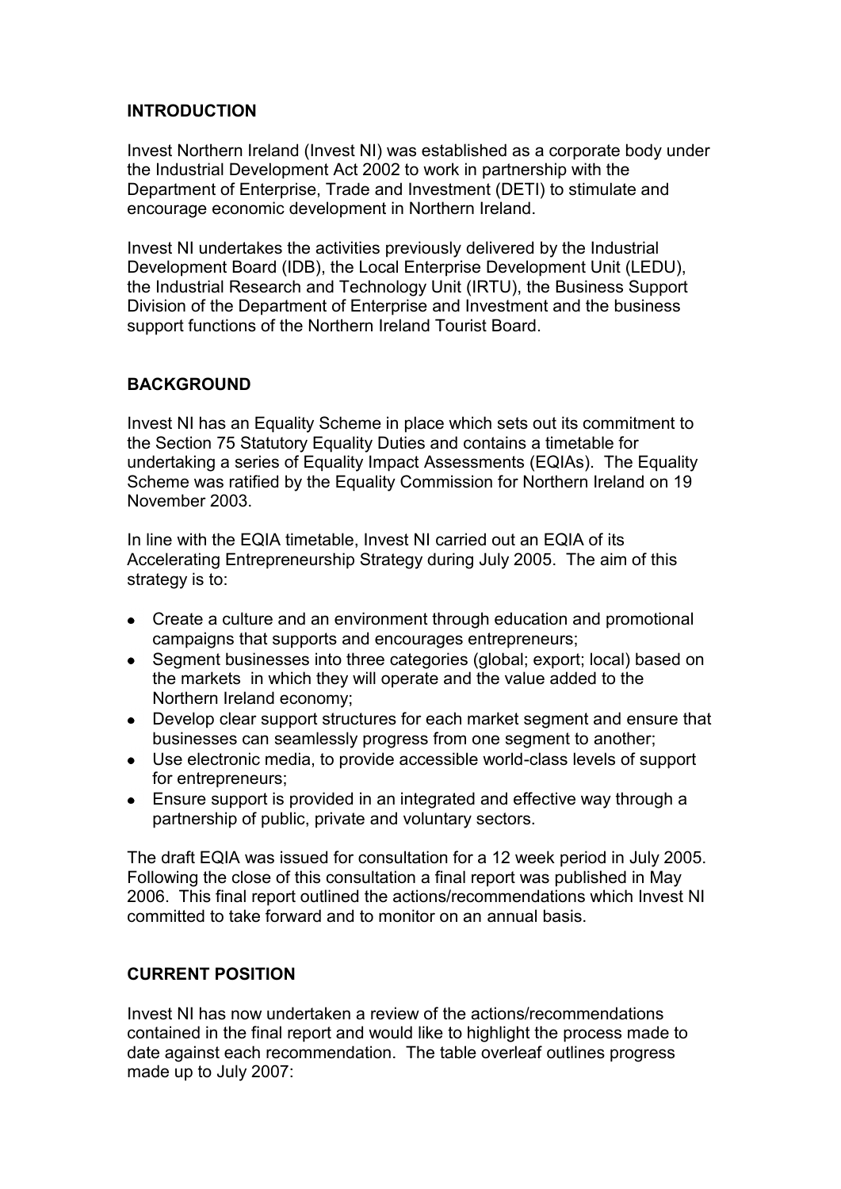## INTRODUCTION

Invest Northern Ireland (Invest NI) was established as a corporate body under the Industrial Development Act 2002 to work in partnership with the Department of Enterprise, Trade and Investment (DETI) to stimulate and encourage economic development in Northern Ireland.

Invest NI undertakes the activities previously delivered by the Industrial Development Board (IDB), the Local Enterprise Development Unit (LEDU), the Industrial Research and Technology Unit (IRTU), the Business Support Division of the Department of Enterprise and Investment and the business support functions of the Northern Ireland Tourist Board.

## BACKGROUND

Invest NI has an Equality Scheme in place which sets out its commitment to the Section 75 Statutory Equality Duties and contains a timetable for undertaking a series of Equality Impact Assessments (EQIAs). The Equality Scheme was ratified by the Equality Commission for Northern Ireland on 19 November 2003.

In line with the EQIA timetable, Invest NI carried out an EQIA of its Accelerating Entrepreneurship Strategy during July 2005. The aim of this strategy is to:

- Create a culture and an environment through education and promotional campaigns that supports and encourages entrepreneurs;
- Segment businesses into three categories (global; export; local) based on the markets in which they will operate and the value added to the Northern Ireland economy;
- Develop clear support structures for each market segment and ensure that businesses can seamlessly progress from one segment to another;
- Use electronic media, to provide accessible world-class levels of support for entrepreneurs;
- Ensure support is provided in an integrated and effective way through a partnership of public, private and voluntary sectors.

The draft EQIA was issued for consultation for a 12 week period in July 2005. Following the close of this consultation a final report was published in May 2006. This final report outlined the actions/recommendations which Invest NI committed to take forward and to monitor on an annual basis.

## CURRENT POSITION

Invest NI has now undertaken a review of the actions/recommendations contained in the final report and would like to highlight the process made to date against each recommendation. The table overleaf outlines progress made up to July 2007: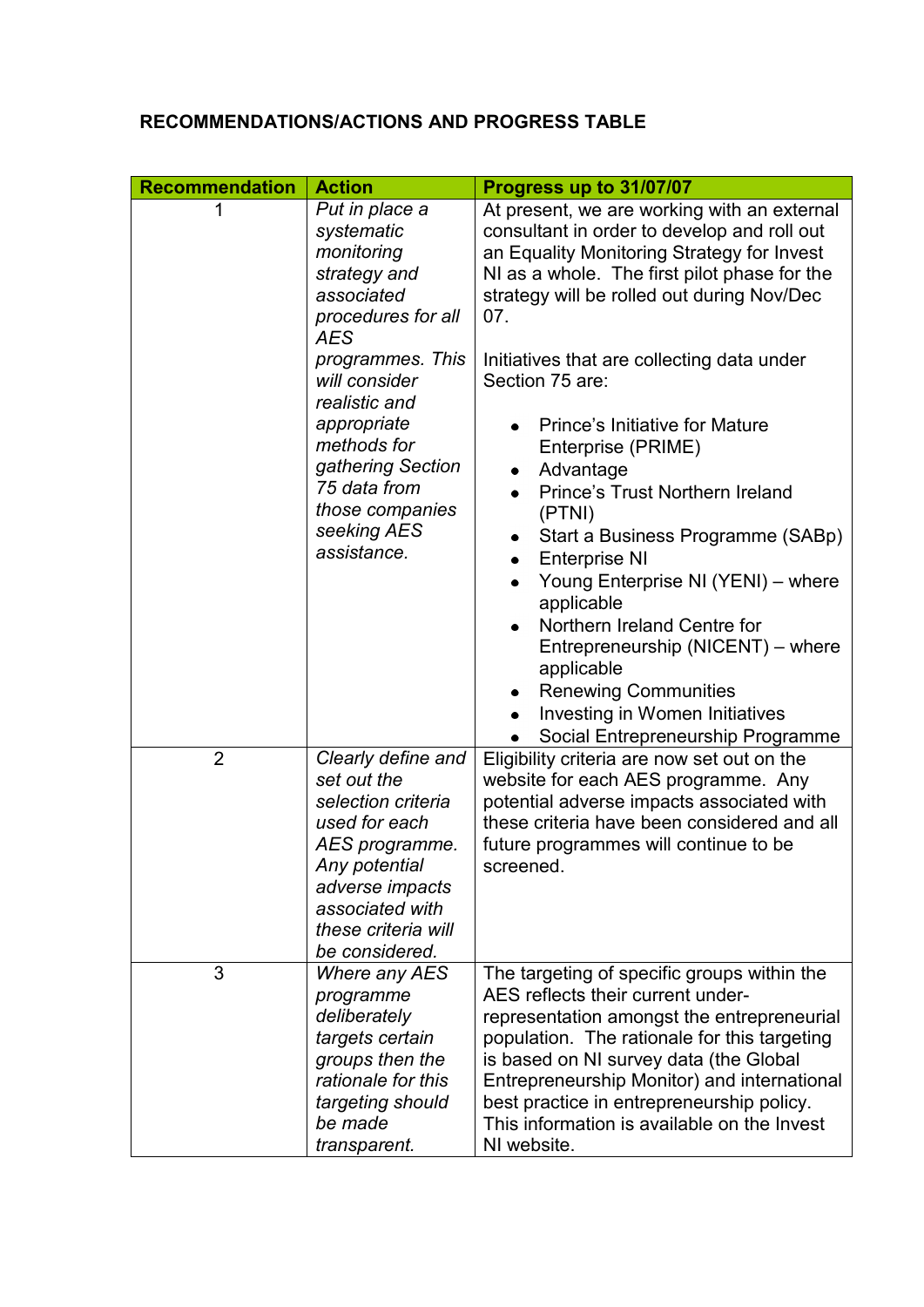**RECOMMENDATIONS/ACTIONS AND PROGRESS TABLE**

| Recommendation | Action | Progress up to 31/07/07 |
|---|---|---|
| 1 | *Put in place a systematic monitoring strategy and associated procedures for all AES programmes. This will consider realistic and appropriate methods for gathering Section 75 data from those companies seeking AES assistance.* | At present, we are working with an external consultant in order to develop and roll out an Equality Monitoring Strategy for Invest NI as a whole. The first pilot phase for the strategy will be rolled out during Nov/Dec 07.<br><br>Initiatives that are collecting data under Section 75 are:<br><br>• Prince's Initiative for Mature Enterprise (PRIME)<br>• Advantage<br>• Prince's Trust Northern Ireland (PTNI)<br>• Start a Business Programme (SABp)<br>• Enterprise NI<br>• Young Enterprise NI (YENI) – where applicable<br>• Northern Ireland Centre for Entrepreneurship (NICENT) – where applicable<br>• Renewing Communities<br>• Investing in Women Initiatives<br>• Social Entrepreneurship Programme |
| 2 | *Clearly define and set out the selection criteria used for each AES programme. Any potential adverse impacts associated with these criteria will be considered.* | Eligibility criteria are now set out on the website for each AES programme. Any potential adverse impacts associated with these criteria have been considered and all future programmes will continue to be screened. |
| 3 | *Where any AES programme deliberately targets certain groups then the rationale for this targeting should be made transparent.* | The targeting of specific groups within the AES reflects their current under-representation amongst the entrepreneurial population. The rationale for this targeting is based on NI survey data (the Global Entrepreneurship Monitor) and international best practice in entrepreneurship policy. This information is available on the Invest NI website. |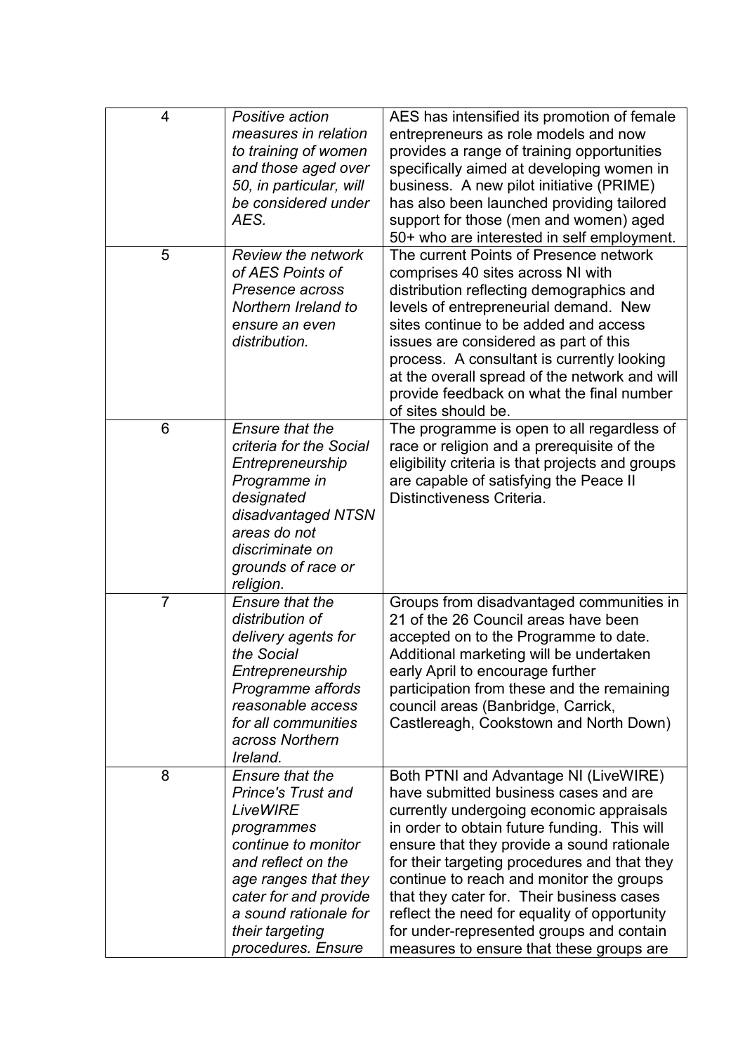| 4 | *Positive action measures in relation to training of women and those aged over 50, in particular, will be considered under AES.* | AES has intensified its promotion of female entrepreneurs as role models and now provides a range of training opportunities specifically aimed at developing women in business. A new pilot initiative (PRIME) has also been launched providing tailored support for those (men and women) aged 50+ who are interested in self employment. |
|---|---|---|
| 5 | *Review the network of AES Points of Presence across Northern Ireland to ensure an even distribution.* | The current Points of Presence network comprises 40 sites across NI with distribution reflecting demographics and levels of entrepreneurial demand. New sites continue to be added and access issues are considered as part of this process. A consultant is currently looking at the overall spread of the network and will provide feedback on what the final number of sites should be. |
| 6 | *Ensure that the criteria for the Social Entrepreneurship Programme in designated disadvantaged NTSN areas do not discriminate on grounds of race or religion.* | The programme is open to all regardless of race or religion and a prerequisite of the eligibility criteria is that projects and groups are capable of satisfying the Peace II Distinctiveness Criteria. |
| 7 | *Ensure that the distribution of delivery agents for the Social Entrepreneurship Programme affords reasonable access for all communities across Northern Ireland.* | Groups from disadvantaged communities in 21 of the 26 Council areas have been accepted on to the Programme to date. Additional marketing will be undertaken early April to encourage further participation from these and the remaining council areas (Banbridge, Carrick, Castlereagh, Cookstown and North Down) |
| 8 | *Ensure that the Prince's Trust and LiveWIRE programmes continue to monitor and reflect on the age ranges that they cater for and provide a sound rationale for their targeting procedures. Ensure* | Both PTNI and Advantage NI (LiveWIRE) have submitted business cases and are currently undergoing economic appraisals in order to obtain future funding. This will ensure that they provide a sound rationale for their targeting procedures and that they continue to reach and monitor the groups that they cater for. Their business cases reflect the need for equality of opportunity for under-represented groups and contain measures to ensure that these groups are |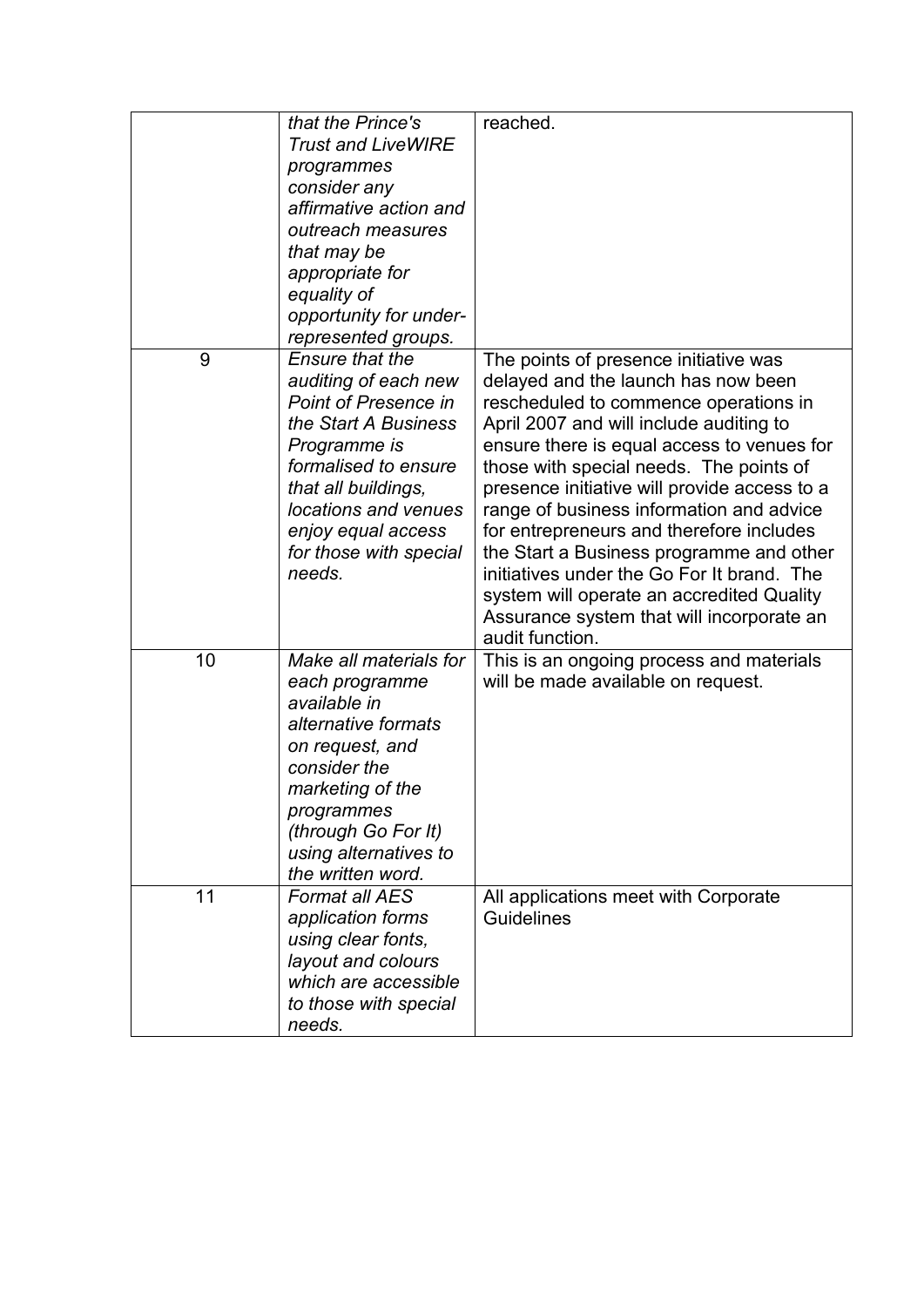| | | |
|---|---|---|
| | *that the Prince's Trust and LiveWIRE programmes consider any affirmative action and outreach measures that may be appropriate for equality of opportunity for under-represented groups.* | reached. |
| 9 | *Ensure that the auditing of each new Point of Presence in the Start A Business Programme is formalised to ensure that all buildings, locations and venues enjoy equal access for those with special needs.* | The points of presence initiative was delayed and the launch has now been rescheduled to commence operations in April 2007 and will include auditing to ensure there is equal access to venues for those with special needs. The points of presence initiative will provide access to a range of business information and advice for entrepreneurs and therefore includes the Start a Business programme and other initiatives under the Go For It brand. The system will operate an accredited Quality Assurance system that will incorporate an audit function. |
| 10 | *Make all materials for each programme available in alternative formats on request, and consider the marketing of the programmes (through Go For It) using alternatives to the written word.* | This is an ongoing process and materials will be made available on request. |
| 11 | *Format all AES application forms using clear fonts, layout and colours which are accessible to those with special needs.* | All applications meet with Corporate Guidelines |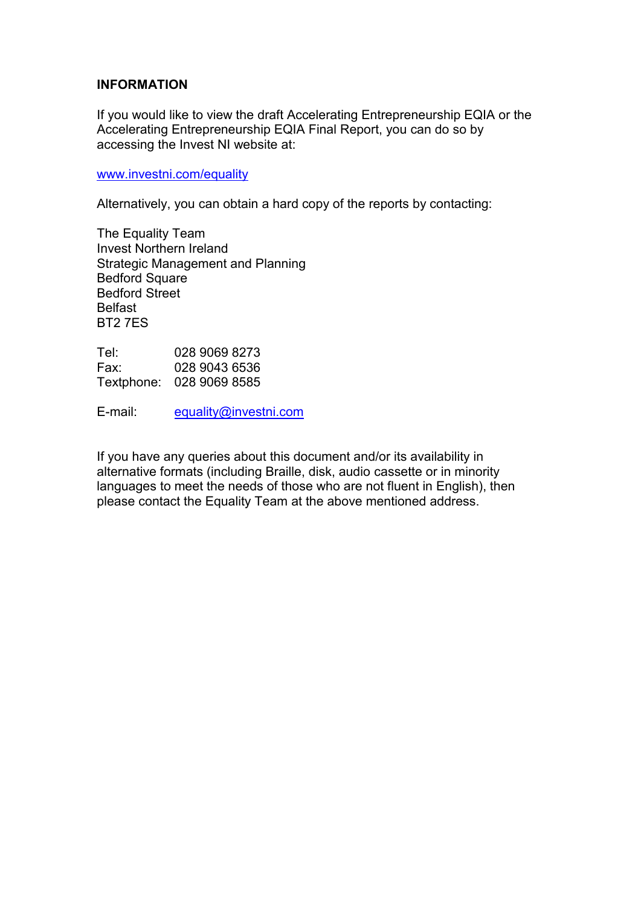**INFORMATION**

If you would like to view the draft Accelerating Entrepreneurship EQIA or the Accelerating Entrepreneurship EQIA Final Report, you can do so by accessing the Invest NI website at:

www.investni.com/equality

Alternatively, you can obtain a hard copy of the reports by contacting:

The Equality Team
Invest Northern Ireland
Strategic Management and Planning
Bedford Square
Bedford Street
Belfast
BT2 7ES

Tel: 028 9069 8273
Fax: 028 9043 6536
Textphone: 028 9069 8585

E-mail: equality@investni.com

If you have any queries about this document and/or its availability in alternative formats (including Braille, disk, audio cassette or in minority languages to meet the needs of those who are not fluent in English), then please contact the Equality Team at the above mentioned address.